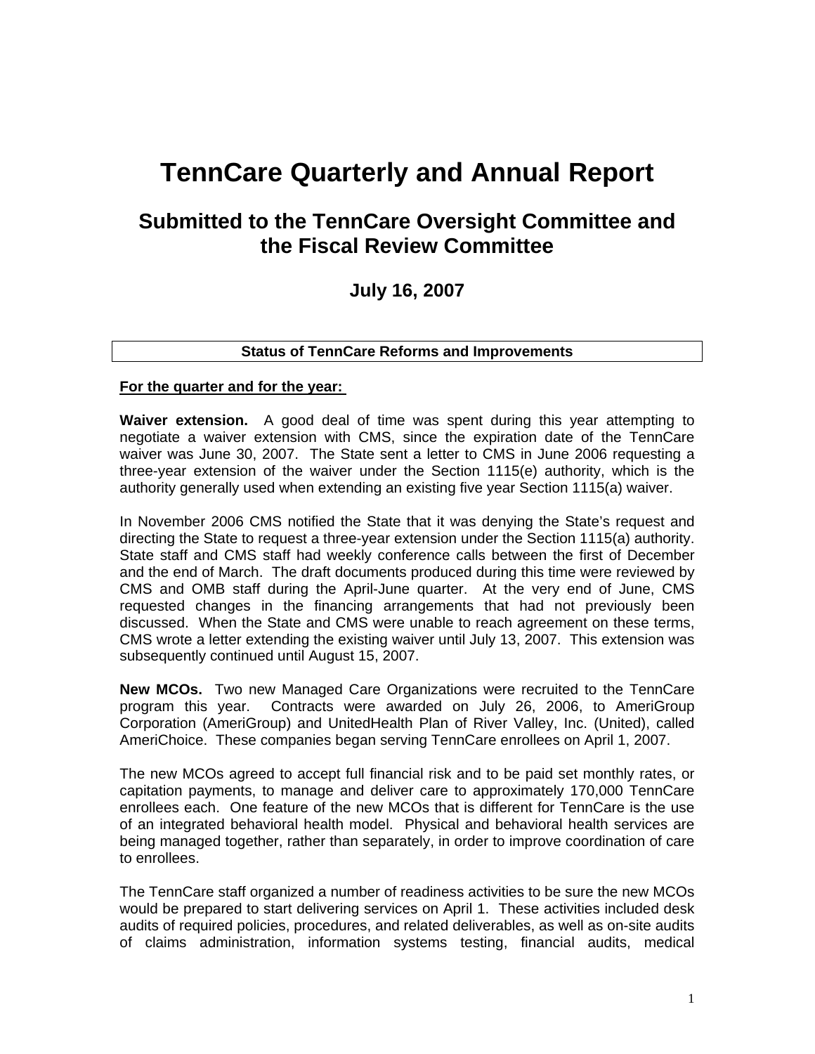# TennCare Quarterly and Annual Report

## Submitted to the TennCare Oversight Committee and the Fiscal Review Committee

### July 16, 2007

**Status of TennCare Reforms and Improvements**

**For the quarter and for the year:**

**Waiver extension.** A good deal of time was spent during this year attempting to negotiate a waiver extension with CMS, since the expiration date of the TennCare waiver was June 30, 2007. The State sent a letter to CMS in June 2006 requesting a three-year extension of the waiver under the Section 1115(e) authority, which is the authority generally used when extending an existing five year Section 1115(a) waiver.

In November 2006 CMS notified the State that it was denying the State's request and directing the State to request a three-year extension under the Section 1115(a) authority. State staff and CMS staff had weekly conference calls between the first of December and the end of March. The draft documents produced during this time were reviewed by CMS and OMB staff during the April-June quarter. At the very end of June, CMS requested changes in the financing arrangements that had not previously been discussed. When the State and CMS were unable to reach agreement on these terms, CMS wrote a letter extending the existing waiver until July 13, 2007. This extension was subsequently continued until August 15, 2007.

**New MCOs.** Two new Managed Care Organizations were recruited to the TennCare program this year. Contracts were awarded on July 26, 2006, to AmeriGroup Corporation (AmeriGroup) and UnitedHealth Plan of River Valley, Inc. (United), called AmeriChoice. These companies began serving TennCare enrollees on April 1, 2007.

The new MCOs agreed to accept full financial risk and to be paid set monthly rates, or capitation payments, to manage and deliver care to approximately 170,000 TennCare enrollees each. One feature of the new MCOs that is different for TennCare is the use of an integrated behavioral health model. Physical and behavioral health services are being managed together, rather than separately, in order to improve coordination of care to enrollees.

The TennCare staff organized a number of readiness activities to be sure the new MCOs would be prepared to start delivering services on April 1. These activities included desk audits of required policies, procedures, and related deliverables, as well as on-site audits of claims administration, information systems testing, financial audits, medical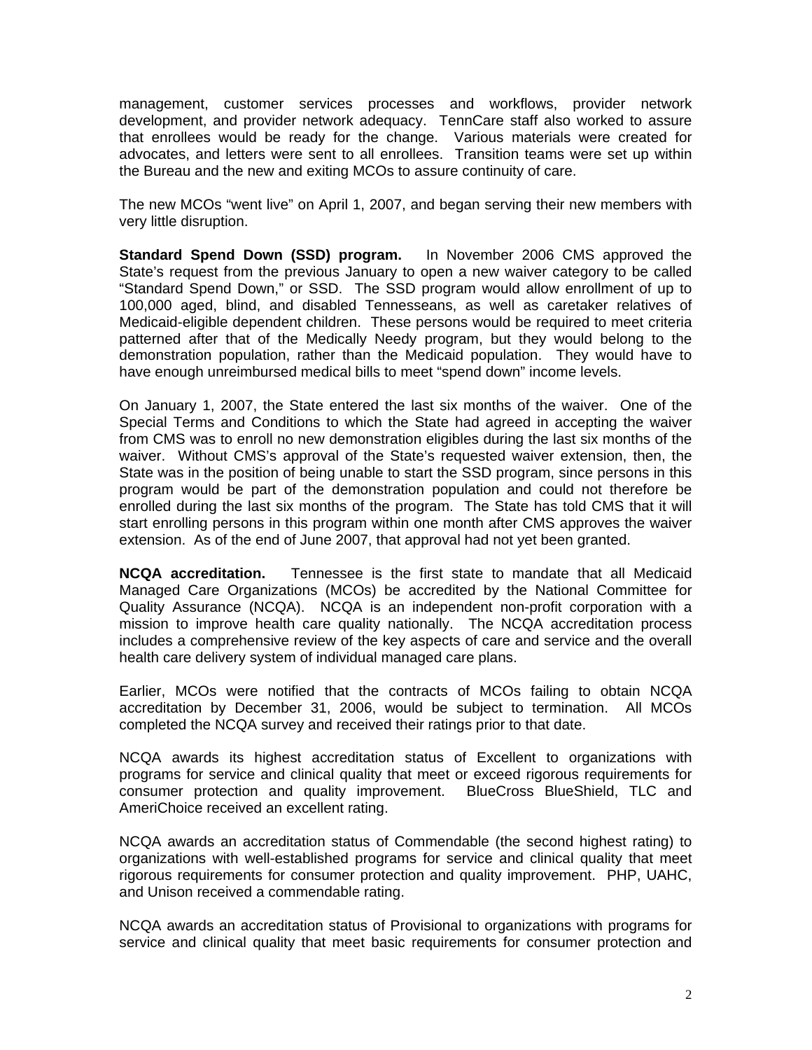management, customer services processes and workflows, provider network development, and provider network adequacy. TennCare staff also worked to assure that enrollees would be ready for the change. Various materials were created for advocates, and letters were sent to all enrollees. Transition teams were set up within the Bureau and the new and exiting MCOs to assure continuity of care.

The new MCOs "went live" on April 1, 2007, and began serving their new members with very little disruption.

**Standard Spend Down (SSD) program.** In November 2006 CMS approved the State's request from the previous January to open a new waiver category to be called "Standard Spend Down," or SSD. The SSD program would allow enrollment of up to 100,000 aged, blind, and disabled Tennesseans, as well as caretaker relatives of Medicaid-eligible dependent children. These persons would be required to meet criteria patterned after that of the Medically Needy program, but they would belong to the demonstration population, rather than the Medicaid population. They would have to have enough unreimbursed medical bills to meet "spend down" income levels.

On January 1, 2007, the State entered the last six months of the waiver. One of the Special Terms and Conditions to which the State had agreed in accepting the waiver from CMS was to enroll no new demonstration eligibles during the last six months of the waiver. Without CMS's approval of the State's requested waiver extension, then, the State was in the position of being unable to start the SSD program, since persons in this program would be part of the demonstration population and could not therefore be enrolled during the last six months of the program. The State has told CMS that it will start enrolling persons in this program within one month after CMS approves the waiver extension. As of the end of June 2007, that approval had not yet been granted.

**NCQA accreditation.** Tennessee is the first state to mandate that all Medicaid Managed Care Organizations (MCOs) be accredited by the National Committee for Quality Assurance (NCQA). NCQA is an independent non-profit corporation with a mission to improve health care quality nationally. The NCQA accreditation process includes a comprehensive review of the key aspects of care and service and the overall health care delivery system of individual managed care plans.

Earlier, MCOs were notified that the contracts of MCOs failing to obtain NCQA accreditation by December 31, 2006, would be subject to termination. All MCOs completed the NCQA survey and received their ratings prior to that date.

NCQA awards its highest accreditation status of Excellent to organizations with programs for service and clinical quality that meet or exceed rigorous requirements for consumer protection and quality improvement. BlueCross BlueShield, TLC and AmeriChoice received an excellent rating.

NCQA awards an accreditation status of Commendable (the second highest rating) to organizations with well-established programs for service and clinical quality that meet rigorous requirements for consumer protection and quality improvement. PHP, UAHC, and Unison received a commendable rating.

NCQA awards an accreditation status of Provisional to organizations with programs for service and clinical quality that meet basic requirements for consumer protection and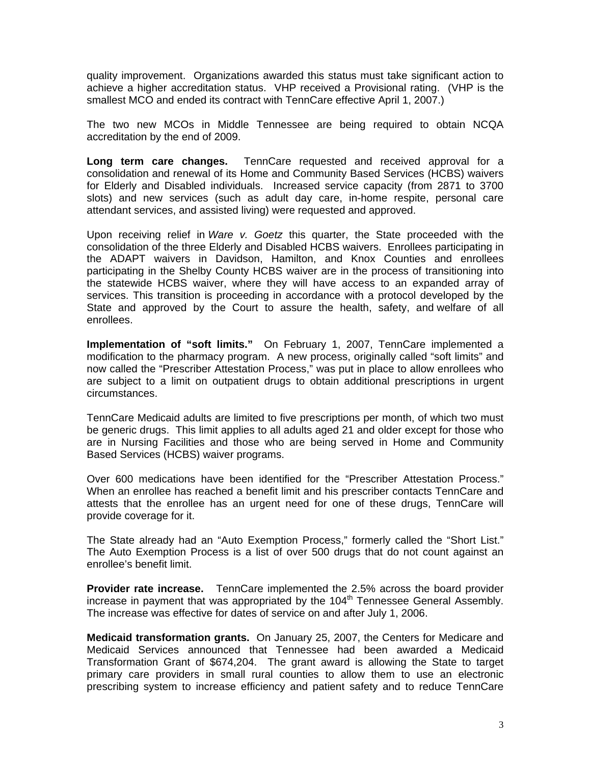quality improvement. Organizations awarded this status must take significant action to achieve a higher accreditation status. VHP received a Provisional rating. (VHP is the smallest MCO and ended its contract with TennCare effective April 1, 2007.)

The two new MCOs in Middle Tennessee are being required to obtain NCQA accreditation by the end of 2009.

**Long term care changes.** TennCare requested and received approval for a consolidation and renewal of its Home and Community Based Services (HCBS) waivers for Elderly and Disabled individuals. Increased service capacity (from 2871 to 3700 slots) and new services (such as adult day care, in-home respite, personal care attendant services, and assisted living) were requested and approved.

Upon receiving relief in *Ware v. Goetz* this quarter, the State proceeded with the consolidation of the three Elderly and Disabled HCBS waivers. Enrollees participating in the ADAPT waivers in Davidson, Hamilton, and Knox Counties and enrollees participating in the Shelby County HCBS waiver are in the process of transitioning into the statewide HCBS waiver, where they will have access to an expanded array of services. This transition is proceeding in accordance with a protocol developed by the State and approved by the Court to assure the health, safety, and welfare of all enrollees.

**Implementation of "soft limits."** On February 1, 2007, TennCare implemented a modification to the pharmacy program. A new process, originally called "soft limits" and now called the "Prescriber Attestation Process," was put in place to allow enrollees who are subject to a limit on outpatient drugs to obtain additional prescriptions in urgent circumstances.

TennCare Medicaid adults are limited to five prescriptions per month, of which two must be generic drugs. This limit applies to all adults aged 21 and older except for those who are in Nursing Facilities and those who are being served in Home and Community Based Services (HCBS) waiver programs.

Over 600 medications have been identified for the "Prescriber Attestation Process." When an enrollee has reached a benefit limit and his prescriber contacts TennCare and attests that the enrollee has an urgent need for one of these drugs, TennCare will provide coverage for it.

The State already had an "Auto Exemption Process," formerly called the "Short List." The Auto Exemption Process is a list of over 500 drugs that do not count against an enrollee's benefit limit.

**Provider rate increase.** TennCare implemented the 2.5% across the board provider increase in payment that was appropriated by the 104th Tennessee General Assembly. The increase was effective for dates of service on and after July 1, 2006.

**Medicaid transformation grants.** On January 25, 2007, the Centers for Medicare and Medicaid Services announced that Tennessee had been awarded a Medicaid Transformation Grant of $674,204. The grant award is allowing the State to target primary care providers in small rural counties to allow them to use an electronic prescribing system to increase efficiency and patient safety and to reduce TennCare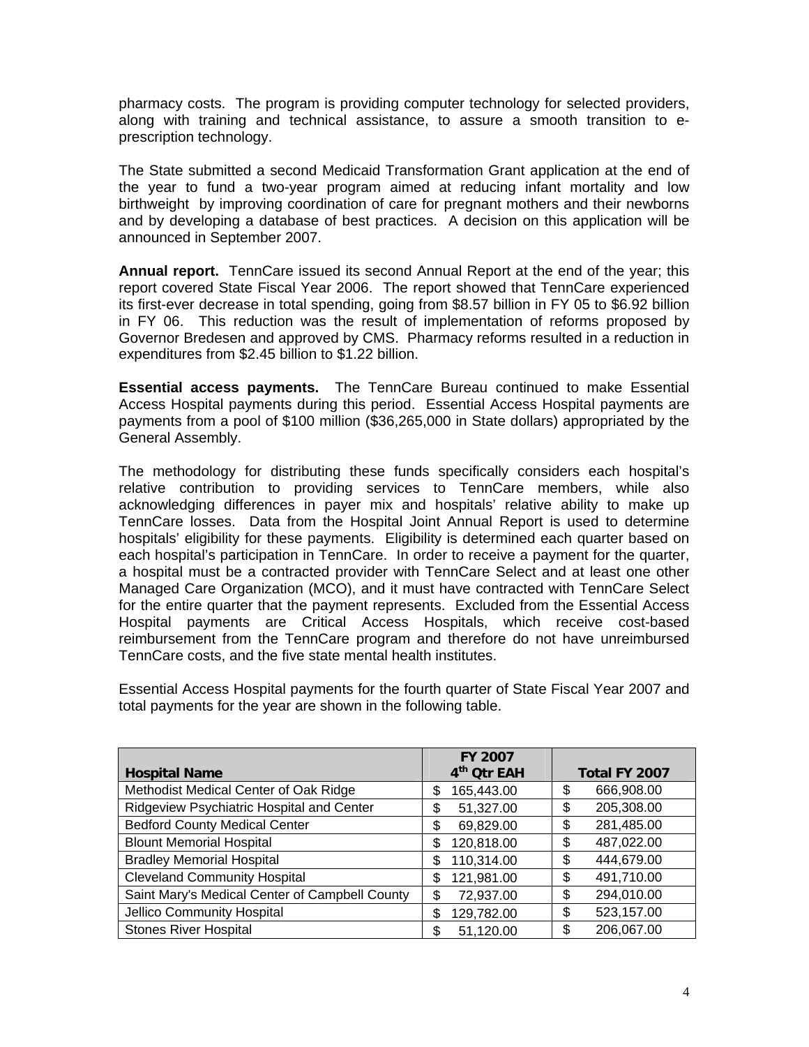pharmacy costs. The program is providing computer technology for selected providers, along with training and technical assistance, to assure a smooth transition to e-prescription technology.

The State submitted a second Medicaid Transformation Grant application at the end of the year to fund a two-year program aimed at reducing infant mortality and low birthweight by improving coordination of care for pregnant mothers and their newborns and by developing a database of best practices. A decision on this application will be announced in September 2007.

**Annual report.** TennCare issued its second Annual Report at the end of the year; this report covered State Fiscal Year 2006. The report showed that TennCare experienced its first-ever decrease in total spending, going from $8.57 billion in FY 05 to $6.92 billion in FY 06. This reduction was the result of implementation of reforms proposed by Governor Bredesen and approved by CMS. Pharmacy reforms resulted in a reduction in expenditures from $2.45 billion to $1.22 billion.

**Essential access payments.** The TennCare Bureau continued to make Essential Access Hospital payments during this period. Essential Access Hospital payments are payments from a pool of $100 million ($36,265,000 in State dollars) appropriated by the General Assembly.

The methodology for distributing these funds specifically considers each hospital's relative contribution to providing services to TennCare members, while also acknowledging differences in payer mix and hospitals' relative ability to make up TennCare losses. Data from the Hospital Joint Annual Report is used to determine hospitals' eligibility for these payments. Eligibility is determined each quarter based on each hospital's participation in TennCare. In order to receive a payment for the quarter, a hospital must be a contracted provider with TennCare Select and at least one other Managed Care Organization (MCO), and it must have contracted with TennCare Select for the entire quarter that the payment represents. Excluded from the Essential Access Hospital payments are Critical Access Hospitals, which receive cost-based reimbursement from the TennCare program and therefore do not have unreimbursed TennCare costs, and the five state mental health institutes.

Essential Access Hospital payments for the fourth quarter of State Fiscal Year 2007 and total payments for the year are shown in the following table.

| Hospital Name | FY 2007 4th Qtr EAH | Total FY 2007 |
|---|---|---|
| Methodist Medical Center of Oak Ridge | $ 165,443.00 | $ 666,908.00 |
| Ridgeview Psychiatric Hospital and Center | $ 51,327.00 | $ 205,308.00 |
| Bedford County Medical Center | $ 69,829.00 | $ 281,485.00 |
| Blount Memorial Hospital | $ 120,818.00 | $ 487,022.00 |
| Bradley Memorial Hospital | $ 110,314.00 | $ 444,679.00 |
| Cleveland Community Hospital | $ 121,981.00 | $ 491,710.00 |
| Saint Mary's Medical Center of Campbell County | $ 72,937.00 | $ 294,010.00 |
| Jellico Community Hospital | $ 129,782.00 | $ 523,157.00 |
| Stones River Hospital | $ 51,120.00 | $ 206,067.00 |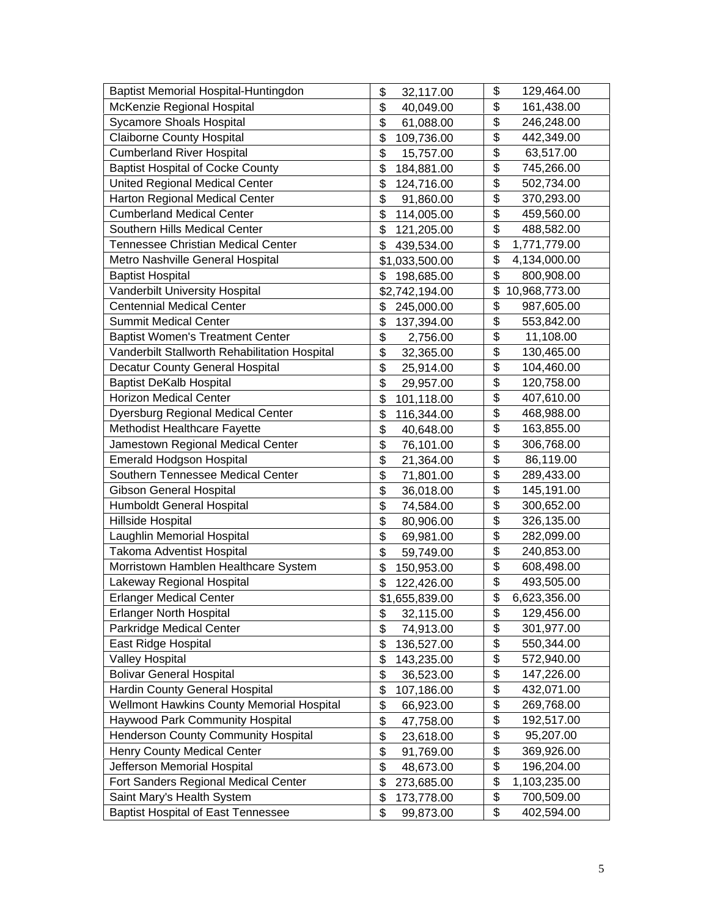| | | |
|---|---|---|
| Baptist Memorial Hospital-Huntingdon | $ 32,117.00 | $ 129,464.00 |
| McKenzie Regional Hospital | $ 40,049.00 | $ 161,438.00 |
| Sycamore Shoals Hospital | $ 61,088.00 | $ 246,248.00 |
| Claiborne County Hospital | $ 109,736.00 | $ 442,349.00 |
| Cumberland River Hospital | $ 15,757.00 | $ 63,517.00 |
| Baptist Hospital of Cocke County | $ 184,881.00 | $ 745,266.00 |
| United Regional Medical Center | $ 124,716.00 | $ 502,734.00 |
| Harton Regional Medical Center | $ 91,860.00 | $ 370,293.00 |
| Cumberland Medical Center | $ 114,005.00 | $ 459,560.00 |
| Southern Hills Medical Center | $ 121,205.00 | $ 488,582.00 |
| Tennessee Christian Medical Center | $ 439,534.00 | $ 1,771,779.00 |
| Metro Nashville General Hospital | $1,033,500.00 | $ 4,134,000.00 |
| Baptist Hospital | $ 198,685.00 | $ 800,908.00 |
| Vanderbilt University Hospital | $2,742,194.00 | $ 10,968,773.00 |
| Centennial Medical Center | $ 245,000.00 | $ 987,605.00 |
| Summit Medical Center | $ 137,394.00 | $ 553,842.00 |
| Baptist Women's Treatment Center | $ 2,756.00 | $ 11,108.00 |
| Vanderbilt Stallworth Rehabilitation Hospital | $ 32,365.00 | $ 130,465.00 |
| Decatur County General Hospital | $ 25,914.00 | $ 104,460.00 |
| Baptist DeKalb Hospital | $ 29,957.00 | $ 120,758.00 |
| Horizon Medical Center | $ 101,118.00 | $ 407,610.00 |
| Dyersburg Regional Medical Center | $ 116,344.00 | $ 468,988.00 |
| Methodist Healthcare Fayette | $ 40,648.00 | $ 163,855.00 |
| Jamestown Regional Medical Center | $ 76,101.00 | $ 306,768.00 |
| Emerald Hodgson Hospital | $ 21,364.00 | $ 86,119.00 |
| Southern Tennessee Medical Center | $ 71,801.00 | $ 289,433.00 |
| Gibson General Hospital | $ 36,018.00 | $ 145,191.00 |
| Humboldt General Hospital | $ 74,584.00 | $ 300,652.00 |
| Hillside Hospital | $ 80,906.00 | $ 326,135.00 |
| Laughlin Memorial Hospital | $ 69,981.00 | $ 282,099.00 |
| Takoma Adventist Hospital | $ 59,749.00 | $ 240,853.00 |
| Morristown Hamblen Healthcare System | $ 150,953.00 | $ 608,498.00 |
| Lakeway Regional Hospital | $ 122,426.00 | $ 493,505.00 |
| Erlanger Medical Center | $1,655,839.00 | $ 6,623,356.00 |
| Erlanger North Hospital | $ 32,115.00 | $ 129,456.00 |
| Parkridge Medical Center | $ 74,913.00 | $ 301,977.00 |
| East Ridge Hospital | $ 136,527.00 | $ 550,344.00 |
| Valley Hospital | $ 143,235.00 | $ 572,940.00 |
| Bolivar General Hospital | $ 36,523.00 | $ 147,226.00 |
| Hardin County General Hospital | $ 107,186.00 | $ 432,071.00 |
| Wellmont Hawkins County Memorial Hospital | $ 66,923.00 | $ 269,768.00 |
| Haywood Park Community Hospital | $ 47,758.00 | $ 192,517.00 |
| Henderson County Community Hospital | $ 23,618.00 | $ 95,207.00 |
| Henry County Medical Center | $ 91,769.00 | $ 369,926.00 |
| Jefferson Memorial Hospital | $ 48,673.00 | $ 196,204.00 |
| Fort Sanders Regional Medical Center | $ 273,685.00 | $ 1,103,235.00 |
| Saint Mary's Health System | $ 173,778.00 | $ 700,509.00 |
| Baptist Hospital of East Tennessee | $ 99,873.00 | $ 402,594.00 |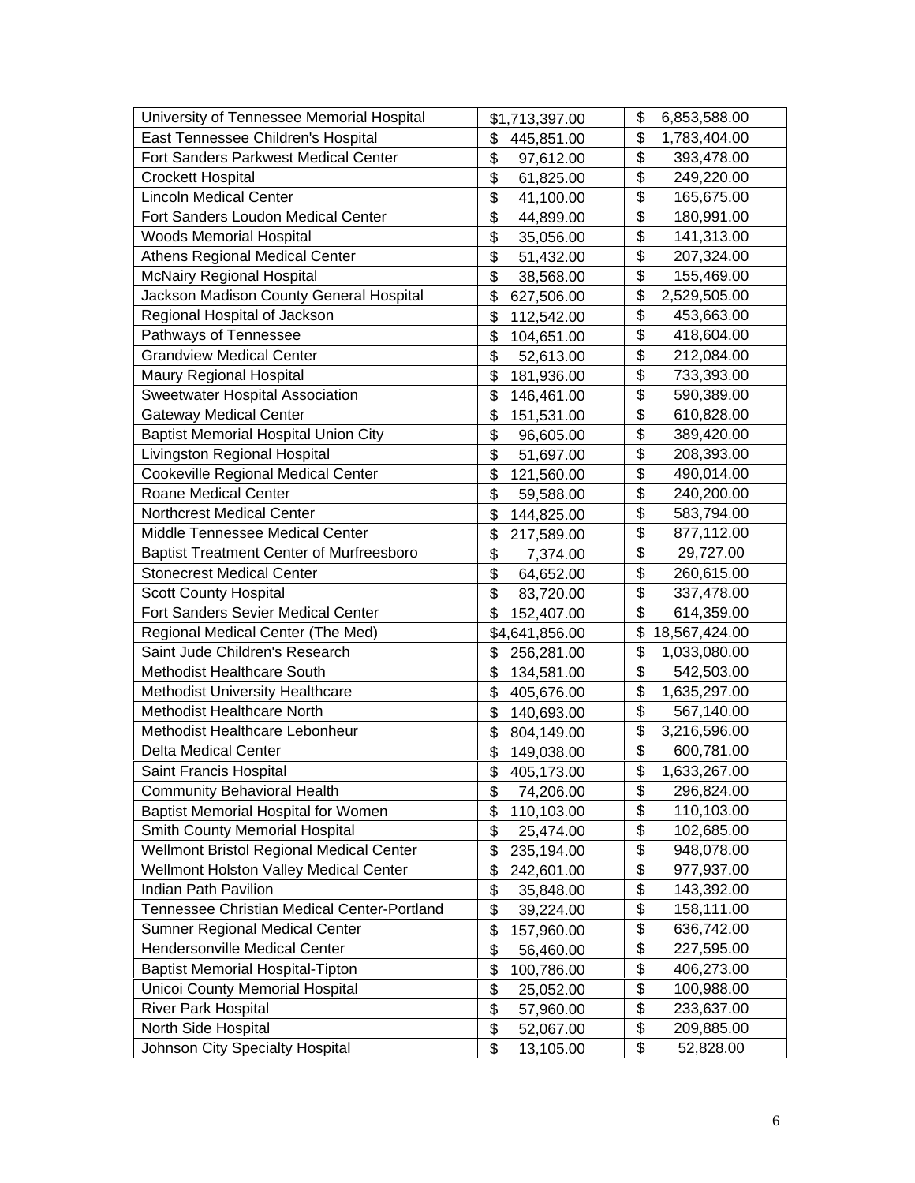| | | |
|---|---|---|
| University of Tennessee Memorial Hospital | $1,713,397.00 | $ 6,853,588.00 |
| East Tennessee Children's Hospital | $ 445,851.00 | $ 1,783,404.00 |
| Fort Sanders Parkwest Medical Center | $ 97,612.00 | $ 393,478.00 |
| Crockett Hospital | $ 61,825.00 | $ 249,220.00 |
| Lincoln Medical Center | $ 41,100.00 | $ 165,675.00 |
| Fort Sanders Loudon Medical Center | $ 44,899.00 | $ 180,991.00 |
| Woods Memorial Hospital | $ 35,056.00 | $ 141,313.00 |
| Athens Regional Medical Center | $ 51,432.00 | $ 207,324.00 |
| McNairy Regional Hospital | $ 38,568.00 | $ 155,469.00 |
| Jackson Madison County General Hospital | $ 627,506.00 | $ 2,529,505.00 |
| Regional Hospital of Jackson | $ 112,542.00 | $ 453,663.00 |
| Pathways of Tennessee | $ 104,651.00 | $ 418,604.00 |
| Grandview Medical Center | $ 52,613.00 | $ 212,084.00 |
| Maury Regional Hospital | $ 181,936.00 | $ 733,393.00 |
| Sweetwater Hospital Association | $ 146,461.00 | $ 590,389.00 |
| Gateway Medical Center | $ 151,531.00 | $ 610,828.00 |
| Baptist Memorial Hospital Union City | $ 96,605.00 | $ 389,420.00 |
| Livingston Regional Hospital | $ 51,697.00 | $ 208,393.00 |
| Cookeville Regional Medical Center | $ 121,560.00 | $ 490,014.00 |
| Roane Medical Center | $ 59,588.00 | $ 240,200.00 |
| Northcrest Medical Center | $ 144,825.00 | $ 583,794.00 |
| Middle Tennessee Medical Center | $ 217,589.00 | $ 877,112.00 |
| Baptist Treatment Center of Murfreesboro | $ 7,374.00 | $ 29,727.00 |
| Stonecrest Medical Center | $ 64,652.00 | $ 260,615.00 |
| Scott County Hospital | $ 83,720.00 | $ 337,478.00 |
| Fort Sanders Sevier Medical Center | $ 152,407.00 | $ 614,359.00 |
| Regional Medical Center (The Med) | $4,641,856.00 | $ 18,567,424.00 |
| Saint Jude Children's Research | $ 256,281.00 | $ 1,033,080.00 |
| Methodist Healthcare South | $ 134,581.00 | $ 542,503.00 |
| Methodist University Healthcare | $ 405,676.00 | $ 1,635,297.00 |
| Methodist Healthcare North | $ 140,693.00 | $ 567,140.00 |
| Methodist Healthcare Lebonheur | $ 804,149.00 | $ 3,216,596.00 |
| Delta Medical Center | $ 149,038.00 | $ 600,781.00 |
| Saint Francis Hospital | $ 405,173.00 | $ 1,633,267.00 |
| Community Behavioral Health | $ 74,206.00 | $ 296,824.00 |
| Baptist Memorial Hospital for Women | $ 110,103.00 | $ 110,103.00 |
| Smith County Memorial Hospital | $ 25,474.00 | $ 102,685.00 |
| Wellmont Bristol Regional Medical Center | $ 235,194.00 | $ 948,078.00 |
| Wellmont Holston Valley Medical Center | $ 242,601.00 | $ 977,937.00 |
| Indian Path Pavilion | $ 35,848.00 | $ 143,392.00 |
| Tennessee Christian Medical Center-Portland | $ 39,224.00 | $ 158,111.00 |
| Sumner Regional Medical Center | $ 157,960.00 | $ 636,742.00 |
| Hendersonville Medical Center | $ 56,460.00 | $ 227,595.00 |
| Baptist Memorial Hospital-Tipton | $ 100,786.00 | $ 406,273.00 |
| Unicoi County Memorial Hospital | $ 25,052.00 | $ 100,988.00 |
| River Park Hospital | $ 57,960.00 | $ 233,637.00 |
| North Side Hospital | $ 52,067.00 | $ 209,885.00 |
| Johnson City Specialty Hospital | $ 13,105.00 | $ 52,828.00 |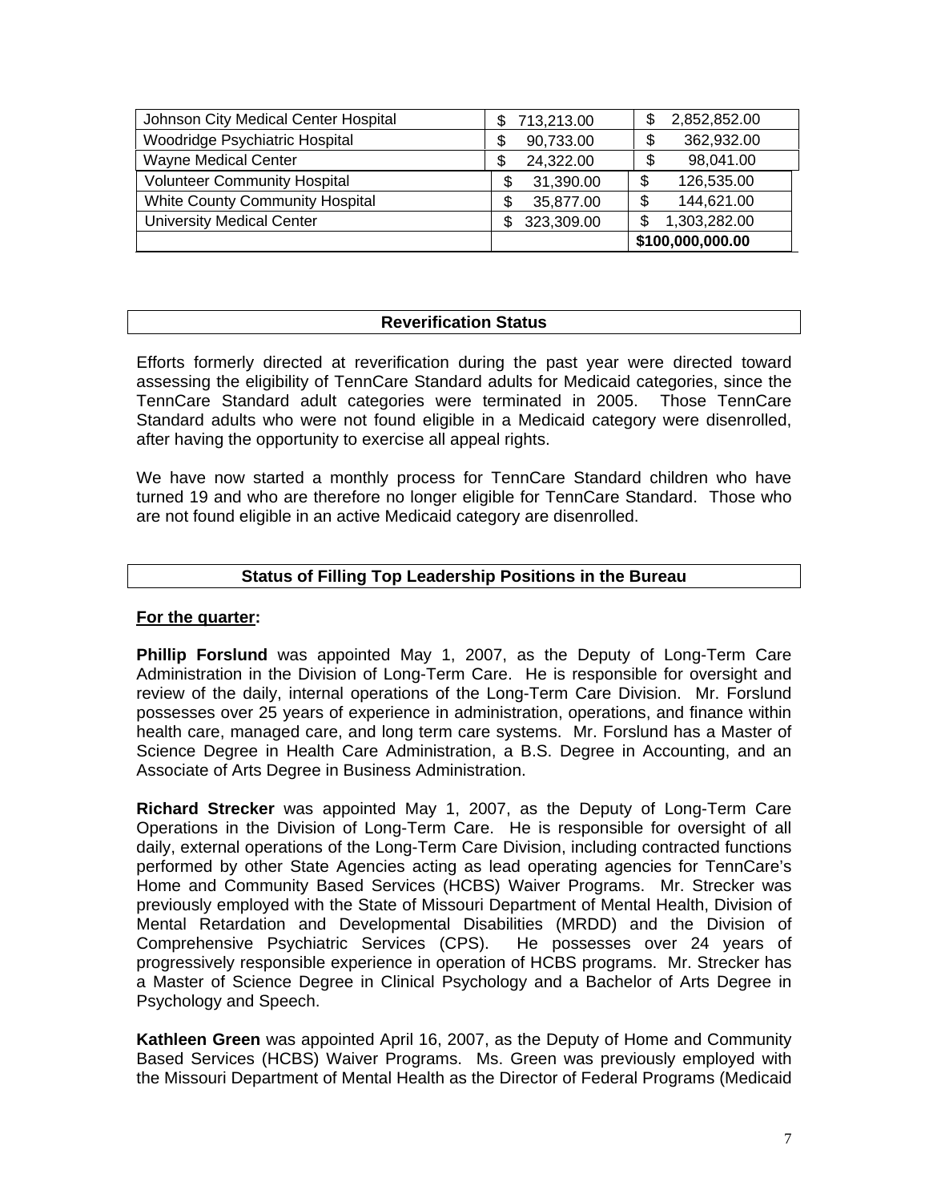| | | |
|---|---|---|
| Johnson City Medical Center Hospital | $ 713,213.00 | $ 2,852,852.00 |
| Woodridge Psychiatric Hospital | $ 90,733.00 | $ 362,932.00 |
| Wayne Medical Center | $ 24,322.00 | $ 98,041.00 |
| Volunteer Community Hospital | $ 31,390.00 | $ 126,535.00 |
| White County Community Hospital | $ 35,877.00 | $ 144,621.00 |
| University Medical Center | $ 323,309.00 | $ 1,303,282.00 |
| | | **$100,000,000.00** |

## Reverification Status

Efforts formerly directed at reverification during the past year were directed toward assessing the eligibility of TennCare Standard adults for Medicaid categories, since the TennCare Standard adult categories were terminated in 2005. Those TennCare Standard adults who were not found eligible in a Medicaid category were disenrolled, after having the opportunity to exercise all appeal rights.

We have now started a monthly process for TennCare Standard children who have turned 19 and who are therefore no longer eligible for TennCare Standard. Those who are not found eligible in an active Medicaid category are disenrolled.

## Status of Filling Top Leadership Positions in the Bureau

**<u>For the quarter</u>:**

**Phillip Forslund** was appointed May 1, 2007, as the Deputy of Long-Term Care Administration in the Division of Long-Term Care. He is responsible for oversight and review of the daily, internal operations of the Long-Term Care Division. Mr. Forslund possesses over 25 years of experience in administration, operations, and finance within health care, managed care, and long term care systems. Mr. Forslund has a Master of Science Degree in Health Care Administration, a B.S. Degree in Accounting, and an Associate of Arts Degree in Business Administration.

**Richard Strecker** was appointed May 1, 2007, as the Deputy of Long-Term Care Operations in the Division of Long-Term Care. He is responsible for oversight of all daily, external operations of the Long-Term Care Division, including contracted functions performed by other State Agencies acting as lead operating agencies for TennCare's Home and Community Based Services (HCBS) Waiver Programs. Mr. Strecker was previously employed with the State of Missouri Department of Mental Health, Division of Mental Retardation and Developmental Disabilities (MRDD) and the Division of Comprehensive Psychiatric Services (CPS). He possesses over 24 years of progressively responsible experience in operation of HCBS programs. Mr. Strecker has a Master of Science Degree in Clinical Psychology and a Bachelor of Arts Degree in Psychology and Speech.

**Kathleen Green** was appointed April 16, 2007, as the Deputy of Home and Community Based Services (HCBS) Waiver Programs. Ms. Green was previously employed with the Missouri Department of Mental Health as the Director of Federal Programs (Medicaid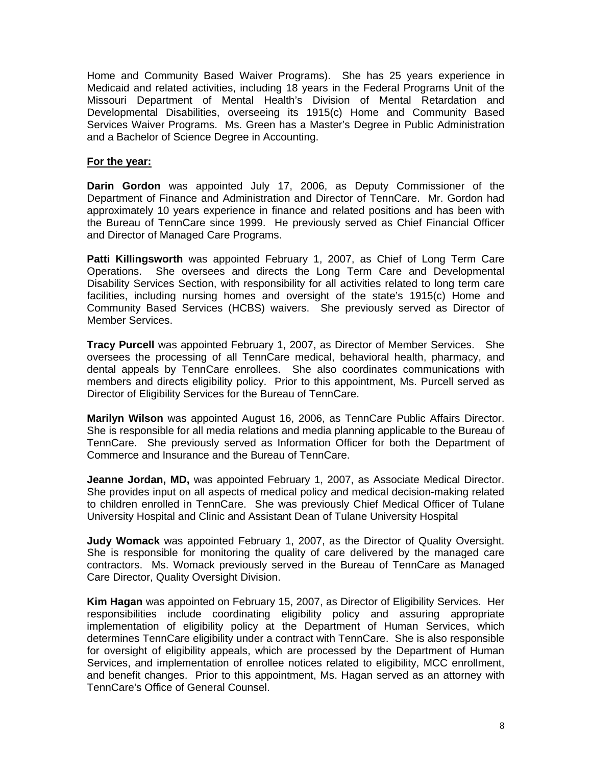Home and Community Based Waiver Programs). She has 25 years experience in Medicaid and related activities, including 18 years in the Federal Programs Unit of the Missouri Department of Mental Health's Division of Mental Retardation and Developmental Disabilities, overseeing its 1915(c) Home and Community Based Services Waiver Programs. Ms. Green has a Master's Degree in Public Administration and a Bachelor of Science Degree in Accounting.

**For the year:**

**Darin Gordon** was appointed July 17, 2006, as Deputy Commissioner of the Department of Finance and Administration and Director of TennCare. Mr. Gordon had approximately 10 years experience in finance and related positions and has been with the Bureau of TennCare since 1999. He previously served as Chief Financial Officer and Director of Managed Care Programs.

**Patti Killingsworth** was appointed February 1, 2007, as Chief of Long Term Care Operations. She oversees and directs the Long Term Care and Developmental Disability Services Section, with responsibility for all activities related to long term care facilities, including nursing homes and oversight of the state's 1915(c) Home and Community Based Services (HCBS) waivers. She previously served as Director of Member Services.

**Tracy Purcell** was appointed February 1, 2007, as Director of Member Services. She oversees the processing of all TennCare medical, behavioral health, pharmacy, and dental appeals by TennCare enrollees. She also coordinates communications with members and directs eligibility policy. Prior to this appointment, Ms. Purcell served as Director of Eligibility Services for the Bureau of TennCare.

**Marilyn Wilson** was appointed August 16, 2006, as TennCare Public Affairs Director. She is responsible for all media relations and media planning applicable to the Bureau of TennCare. She previously served as Information Officer for both the Department of Commerce and Insurance and the Bureau of TennCare.

**Jeanne Jordan, MD,** was appointed February 1, 2007, as Associate Medical Director. She provides input on all aspects of medical policy and medical decision-making related to children enrolled in TennCare. She was previously Chief Medical Officer of Tulane University Hospital and Clinic and Assistant Dean of Tulane University Hospital

**Judy Womack** was appointed February 1, 2007, as the Director of Quality Oversight. She is responsible for monitoring the quality of care delivered by the managed care contractors. Ms. Womack previously served in the Bureau of TennCare as Managed Care Director, Quality Oversight Division.

**Kim Hagan** was appointed on February 15, 2007, as Director of Eligibility Services. Her responsibilities include coordinating eligibility policy and assuring appropriate implementation of eligibility policy at the Department of Human Services, which determines TennCare eligibility under a contract with TennCare. She is also responsible for oversight of eligibility appeals, which are processed by the Department of Human Services, and implementation of enrollee notices related to eligibility, MCC enrollment, and benefit changes. Prior to this appointment, Ms. Hagan served as an attorney with TennCare's Office of General Counsel.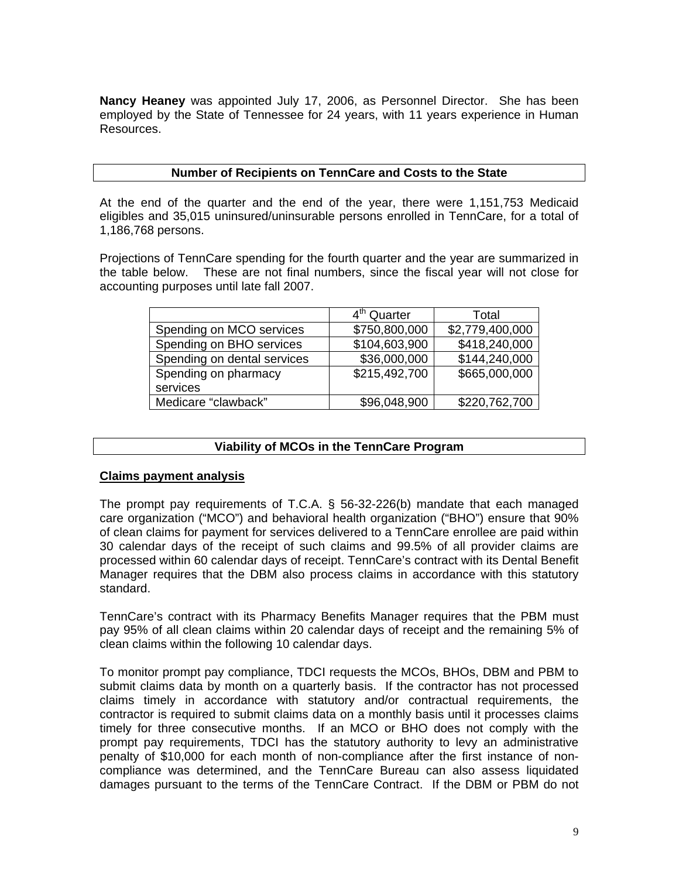**Nancy Heaney** was appointed July 17, 2006, as Personnel Director. She has been employed by the State of Tennessee for 24 years, with 11 years experience in Human Resources.

## Number of Recipients on TennCare and Costs to the State

At the end of the quarter and the end of the year, there were 1,151,753 Medicaid eligibles and 35,015 uninsured/uninsurable persons enrolled in TennCare, for a total of 1,186,768 persons.

Projections of TennCare spending for the fourth quarter and the year are summarized in the table below. These are not final numbers, since the fiscal year will not close for accounting purposes until late fall 2007.

| | 4th Quarter | Total |
|---|---|---|
| Spending on MCO services | \$750,800,000 | \$2,779,400,000 |
| Spending on BHO services | \$104,603,900 | \$418,240,000 |
| Spending on dental services | \$36,000,000 | \$144,240,000 |
| Spending on pharmacy services | \$215,492,700 | \$665,000,000 |
| Medicare "clawback" | \$96,048,900 | \$220,762,700 |

## Viability of MCOs in the TennCare Program

### Claims payment analysis

The prompt pay requirements of T.C.A. § 56-32-226(b) mandate that each managed care organization ("MCO") and behavioral health organization ("BHO") ensure that 90% of clean claims for payment for services delivered to a TennCare enrollee are paid within 30 calendar days of the receipt of such claims and 99.5% of all provider claims are processed within 60 calendar days of receipt. TennCare's contract with its Dental Benefit Manager requires that the DBM also process claims in accordance with this statutory standard.

TennCare's contract with its Pharmacy Benefits Manager requires that the PBM must pay 95% of all clean claims within 20 calendar days of receipt and the remaining 5% of clean claims within the following 10 calendar days.

To monitor prompt pay compliance, TDCI requests the MCOs, BHOs, DBM and PBM to submit claims data by month on a quarterly basis. If the contractor has not processed claims timely in accordance with statutory and/or contractual requirements, the contractor is required to submit claims data on a monthly basis until it processes claims timely for three consecutive months. If an MCO or BHO does not comply with the prompt pay requirements, TDCI has the statutory authority to levy an administrative penalty of \$10,000 for each month of non-compliance after the first instance of non-compliance was determined, and the TennCare Bureau can also assess liquidated damages pursuant to the terms of the TennCare Contract. If the DBM or PBM do not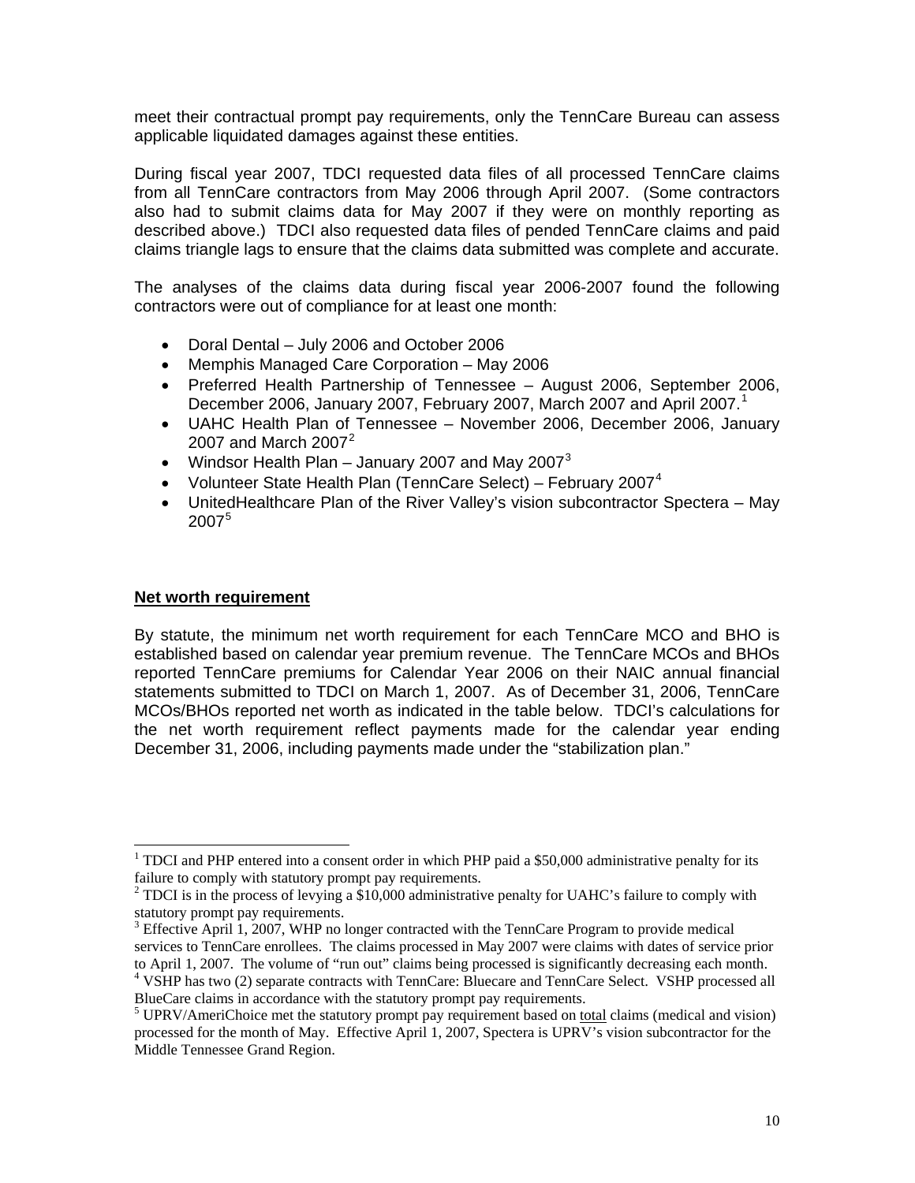meet their contractual prompt pay requirements, only the TennCare Bureau can assess applicable liquidated damages against these entities.

During fiscal year 2007, TDCI requested data files of all processed TennCare claims from all TennCare contractors from May 2006 through April 2007. (Some contractors also had to submit claims data for May 2007 if they were on monthly reporting as described above.) TDCI also requested data files of pended TennCare claims and paid claims triangle lags to ensure that the claims data submitted was complete and accurate.

The analyses of the claims data during fiscal year 2006-2007 found the following contractors were out of compliance for at least one month:

- Doral Dental – July 2006 and October 2006
- Memphis Managed Care Corporation – May 2006
- Preferred Health Partnership of Tennessee – August 2006, September 2006, December 2006, January 2007, February 2007, March 2007 and April 2007.[1]
- UAHC Health Plan of Tennessee – November 2006, December 2006, January 2007 and March 2007[2]
- Windsor Health Plan – January 2007 and May 2007[3]
- Volunteer State Health Plan (TennCare Select) – February 2007[4]
- UnitedHealthcare Plan of the River Valley's vision subcontractor Spectera – May 2007[5]

**Net worth requirement**

By statute, the minimum net worth requirement for each TennCare MCO and BHO is established based on calendar year premium revenue. The TennCare MCOs and BHOs reported TennCare premiums for Calendar Year 2006 on their NAIC annual financial statements submitted to TDCI on March 1, 2007. As of December 31, 2006, TennCare MCOs/BHOs reported net worth as indicated in the table below. TDCI's calculations for the net worth requirement reflect payments made for the calendar year ending December 31, 2006, including payments made under the "stabilization plan."

---

[1] TDCI and PHP entered into a consent order in which PHP paid a $50,000 administrative penalty for its failure to comply with statutory prompt pay requirements.

[2] TDCI is in the process of levying a $10,000 administrative penalty for UAHC's failure to comply with statutory prompt pay requirements.

[3] Effective April 1, 2007, WHP no longer contracted with the TennCare Program to provide medical services to TennCare enrollees. The claims processed in May 2007 were claims with dates of service prior to April 1, 2007. The volume of "run out" claims being processed is significantly decreasing each month.

[4] VSHP has two (2) separate contracts with TennCare: Bluecare and TennCare Select. VSHP processed all BlueCare claims in accordance with the statutory prompt pay requirements.

[5] UPRV/AmeriChoice met the statutory prompt pay requirement based on <u>total</u> claims (medical and vision) processed for the month of May. Effective April 1, 2007, Spectera is UPRV's vision subcontractor for the Middle Tennessee Grand Region.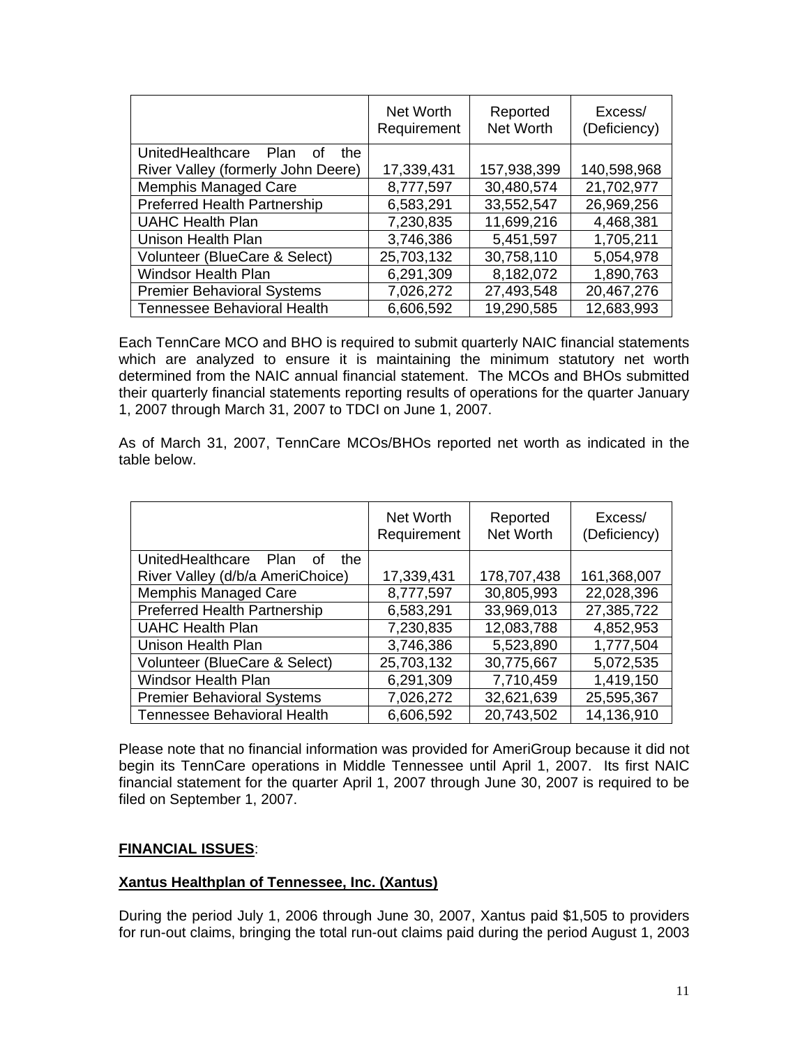| | Net Worth Requirement | Reported Net Worth | Excess/ (Deficiency) |
|---|---|---|---|
| UnitedHealthcare Plan of the River Valley (formerly John Deere) | 17,339,431 | 157,938,399 | 140,598,968 |
| Memphis Managed Care | 8,777,597 | 30,480,574 | 21,702,977 |
| Preferred Health Partnership | 6,583,291 | 33,552,547 | 26,969,256 |
| UAHC Health Plan | 7,230,835 | 11,699,216 | 4,468,381 |
| Unison Health Plan | 3,746,386 | 5,451,597 | 1,705,211 |
| Volunteer (BlueCare & Select) | 25,703,132 | 30,758,110 | 5,054,978 |
| Windsor Health Plan | 6,291,309 | 8,182,072 | 1,890,763 |
| Premier Behavioral Systems | 7,026,272 | 27,493,548 | 20,467,276 |
| Tennessee Behavioral Health | 6,606,592 | 19,290,585 | 12,683,993 |

Each TennCare MCO and BHO is required to submit quarterly NAIC financial statements which are analyzed to ensure it is maintaining the minimum statutory net worth determined from the NAIC annual financial statement. The MCOs and BHOs submitted their quarterly financial statements reporting results of operations for the quarter January 1, 2007 through March 31, 2007 to TDCI on June 1, 2007.

As of March 31, 2007, TennCare MCOs/BHOs reported net worth as indicated in the table below.

| | Net Worth Requirement | Reported Net Worth | Excess/ (Deficiency) |
|---|---|---|---|
| UnitedHealthcare Plan of the River Valley (d/b/a AmeriChoice) | 17,339,431 | 178,707,438 | 161,368,007 |
| Memphis Managed Care | 8,777,597 | 30,805,993 | 22,028,396 |
| Preferred Health Partnership | 6,583,291 | 33,969,013 | 27,385,722 |
| UAHC Health Plan | 7,230,835 | 12,083,788 | 4,852,953 |
| Unison Health Plan | 3,746,386 | 5,523,890 | 1,777,504 |
| Volunteer (BlueCare & Select) | 25,703,132 | 30,775,667 | 5,072,535 |
| Windsor Health Plan | 6,291,309 | 7,710,459 | 1,419,150 |
| Premier Behavioral Systems | 7,026,272 | 32,621,639 | 25,595,367 |
| Tennessee Behavioral Health | 6,606,592 | 20,743,502 | 14,136,910 |

Please note that no financial information was provided for AmeriGroup because it did not begin its TennCare operations in Middle Tennessee until April 1, 2007. Its first NAIC financial statement for the quarter April 1, 2007 through June 30, 2007 is required to be filed on September 1, 2007.

**FINANCIAL ISSUES**:

**Xantus Healthplan of Tennessee, Inc. (Xantus)**

During the period July 1, 2006 through June 30, 2007, Xantus paid $1,505 to providers for run-out claims, bringing the total run-out claims paid during the period August 1, 2003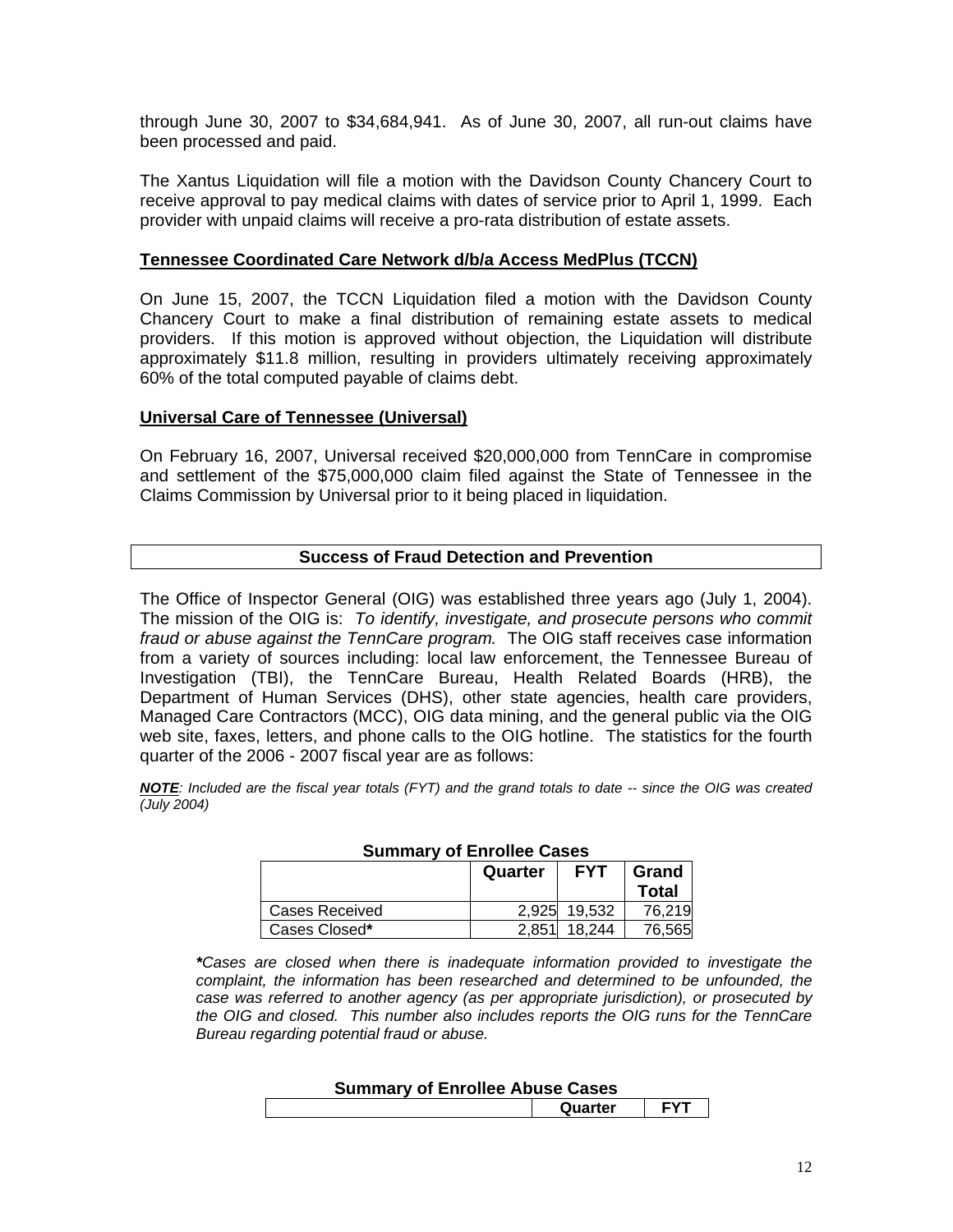through June 30, 2007 to $34,684,941. As of June 30, 2007, all run-out claims have been processed and paid.

The Xantus Liquidation will file a motion with the Davidson County Chancery Court to receive approval to pay medical claims with dates of service prior to April 1, 1999. Each provider with unpaid claims will receive a pro-rata distribution of estate assets.

**Tennessee Coordinated Care Network d/b/a Access MedPlus (TCCN)**

On June 15, 2007, the TCCN Liquidation filed a motion with the Davidson County Chancery Court to make a final distribution of remaining estate assets to medical providers. If this motion is approved without objection, the Liquidation will distribute approximately $11.8 million, resulting in providers ultimately receiving approximately 60% of the total computed payable of claims debt.

**Universal Care of Tennessee (Universal)**

On February 16, 2007, Universal received $20,000,000 from TennCare in compromise and settlement of the $75,000,000 claim filed against the State of Tennessee in the Claims Commission by Universal prior to it being placed in liquidation.

## Success of Fraud Detection and Prevention

The Office of Inspector General (OIG) was established three years ago (July 1, 2004). The mission of the OIG is: *To identify, investigate, and prosecute persons who commit fraud or abuse against the TennCare program.* The OIG staff receives case information from a variety of sources including: local law enforcement, the Tennessee Bureau of Investigation (TBI), the TennCare Bureau, Health Related Boards (HRB), the Department of Human Services (DHS), other state agencies, health care providers, Managed Care Contractors (MCC), OIG data mining, and the general public via the OIG web site, faxes, letters, and phone calls to the OIG hotline. The statistics for the fourth quarter of the 2006 - 2007 fiscal year are as follows:

***NOTE**: Included are the fiscal year totals (FYT) and the grand totals to date -- since the OIG was created (July 2004)*

**Summary of Enrollee Cases**

| | Quarter | FYT | Grand Total |
|---|---|---|---|
| Cases Received | 2,925 | 19,532 | 76,219 |
| Cases Closed* | 2,851 | 18,244 | 76,565 |

**Cases are closed when there is inadequate information provided to investigate the complaint, the information has been researched and determined to be unfounded, the case was referred to another agency (as per appropriate jurisdiction), or prosecuted by the OIG and closed. This number also includes reports the OIG runs for the TennCare Bureau regarding potential fraud or abuse.*

**Summary of Enrollee Abuse Cases**

| | Quarter | FYT |
|---|---|---|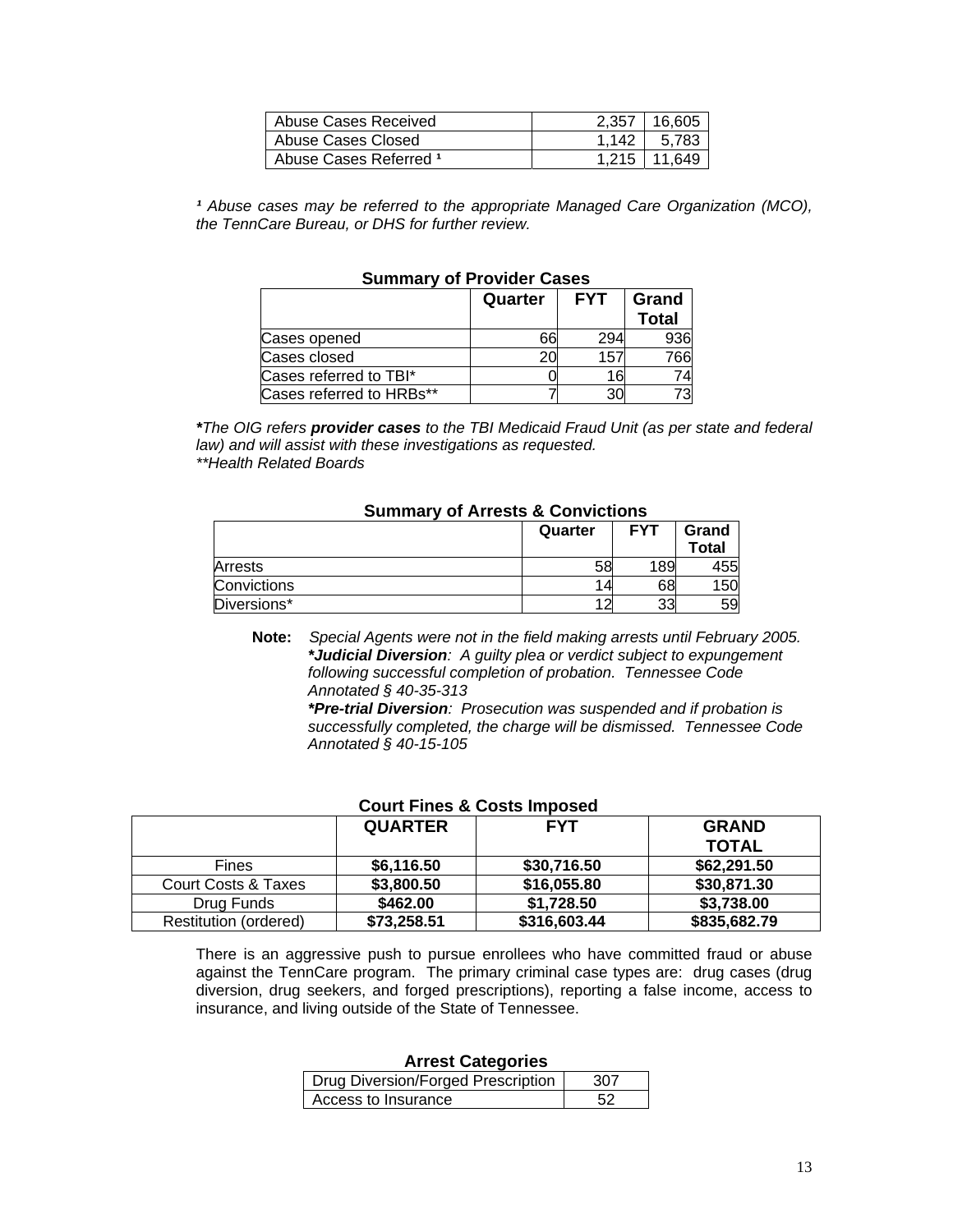| Abuse Cases Received | 2,357 | 16,605 |
|---|---|---|
| Abuse Cases Closed | 1,142 | 5,783 |
| Abuse Cases Referred [1] | 1,215 | 11,649 |

*[1] Abuse cases may be referred to the appropriate Managed Care Organization (MCO), the TennCare Bureau, or DHS for further review.*

**Summary of Provider Cases**

| | Quarter | FYT | Grand Total |
|---|---|---|---|
| Cases opened | 66 | 294 | 936 |
| Cases closed | 20 | 157 | 766 |
| Cases referred to TBI* | 0 | 16 | 74 |
| Cases referred to HRBs** | 7 | 30 | 73 |

***The OIG refers ***provider cases*** to the TBI Medicaid Fraud Unit (as per state and federal law) and will assist with these investigations as requested.*
*\*\*Health Related Boards*

**Summary of Arrests & Convictions**

| | Quarter | FYT | Grand Total |
|---|---|---|---|
| Arrests | 58 | 189 | 455 |
| Convictions | 14 | 68 | 150 |
| Diversions* | 12 | 33 | 59 |

**Note:** *Special Agents were not in the field making arrests until February 2005.*
***Judicial Diversion**: A guilty plea or verdict subject to expungement following successful completion of probation. Tennessee Code Annotated § 40-35-313*
***Pre-trial Diversion**: Prosecution was suspended and if probation is successfully completed, the charge will be dismissed. Tennessee Code Annotated § 40-15-105*

**Court Fines & Costs Imposed**

| | QUARTER | FYT | GRAND TOTAL |
|---|---|---|---|
| Fines | $6,116.50 | $30,716.50 | $62,291.50 |
| Court Costs & Taxes | $3,800.50 | $16,055.80 | $30,871.30 |
| Drug Funds | $462.00 | $1,728.50 | $3,738.00 |
| Restitution (ordered) | $73,258.51 | $316,603.44 | $835,682.79 |

There is an aggressive push to pursue enrollees who have committed fraud or abuse against the TennCare program. The primary criminal case types are: drug cases (drug diversion, drug seekers, and forged prescriptions), reporting a false income, access to insurance, and living outside of the State of Tennessee.

**Arrest Categories**

| Drug Diversion/Forged Prescription | 307 |
|---|---|
| Access to Insurance | 52 |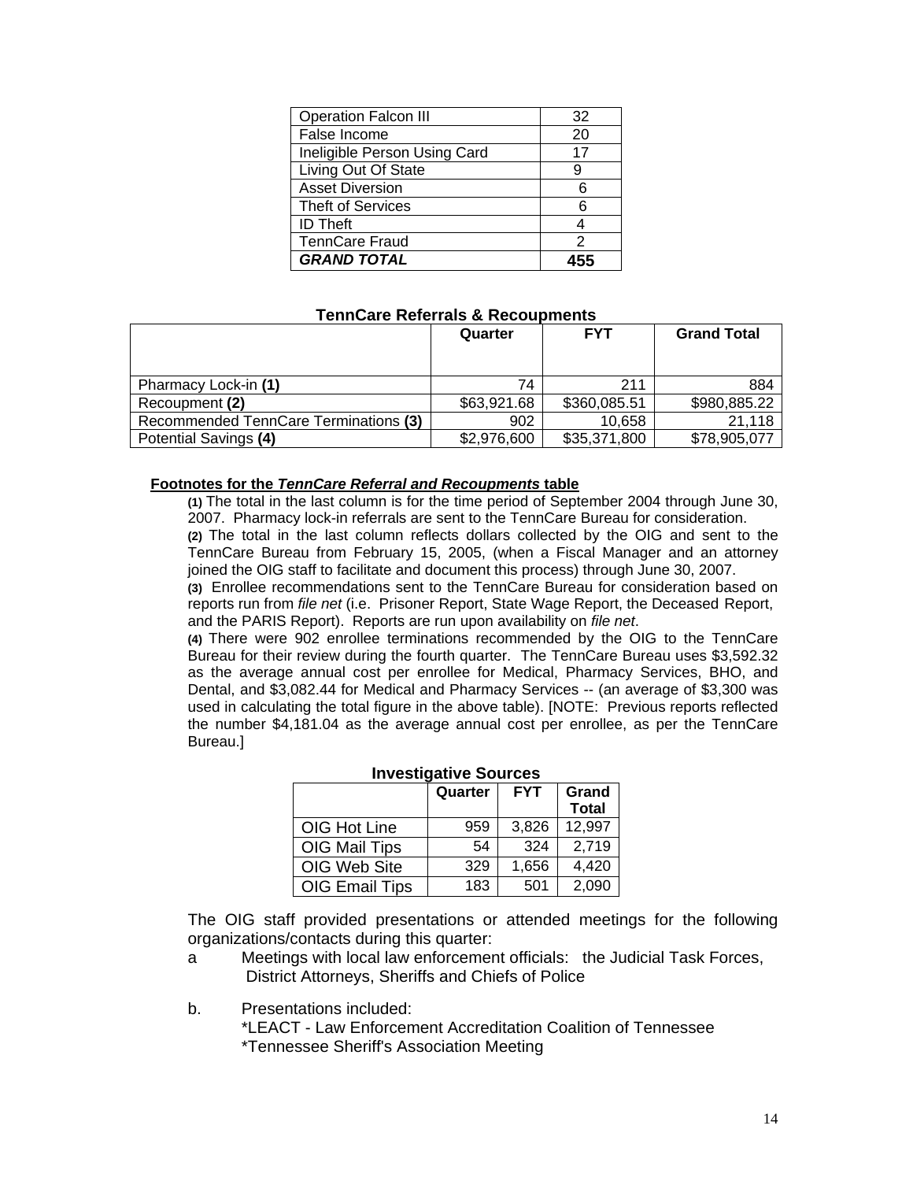| Operation Falcon III | 32 |
|---|---|
| False Income | 20 |
| Ineligible Person Using Card | 17 |
| Living Out Of State | 9 |
| Asset Diversion | 6 |
| Theft of Services | 6 |
| ID Theft | 4 |
| TennCare Fraud | 2 |
| ***GRAND TOTAL*** | **455** |

**TennCare Referrals & Recoupments**

| | Quarter | FYT | Grand Total |
|---|---|---|---|
| Pharmacy Lock-in **(1)** | 74 | 211 | 884 |
| Recoupment **(2)** | $63,921.68 | $360,085.51 | $980,885.22 |
| Recommended TennCare Terminations **(3)** | 902 | 10,658 | 21,118 |
| Potential Savings **(4)** | $2,976,600 | $35,371,800 | $78,905,077 |

**Footnotes for the *TennCare Referral and Recoupments* table**

**(1)** The total in the last column is for the time period of September 2004 through June 30, 2007. Pharmacy lock-in referrals are sent to the TennCare Bureau for consideration.

**(2)** The total in the last column reflects dollars collected by the OIG and sent to the TennCare Bureau from February 15, 2005, (when a Fiscal Manager and an attorney joined the OIG staff to facilitate and document this process) through June 30, 2007.

**(3)** Enrollee recommendations sent to the TennCare Bureau for consideration based on reports run from *file net* (i.e. Prisoner Report, State Wage Report, the Deceased Report, and the PARIS Report). Reports are run upon availability on *file net*.

**(4)** There were 902 enrollee terminations recommended by the OIG to the TennCare Bureau for their review during the fourth quarter. The TennCare Bureau uses $3,592.32 as the average annual cost per enrollee for Medical, Pharmacy Services, BHO, and Dental, and $3,082.44 for Medical and Pharmacy Services -- (an average of $3,300 was used in calculating the total figure in the above table). [NOTE: Previous reports reflected the number $4,181.04 as the average annual cost per enrollee, as per the TennCare Bureau.]

**Investigative Sources**

| | Quarter | FYT | Grand Total |
|---|---|---|---|
| OIG Hot Line | 959 | 3,826 | 12,997 |
| OIG Mail Tips | 54 | 324 | 2,719 |
| OIG Web Site | 329 | 1,656 | 4,420 |
| OIG Email Tips | 183 | 501 | 2,090 |

The OIG staff provided presentations or attended meetings for the following organizations/contacts during this quarter:

a Meetings with local law enforcement officials: the Judicial Task Forces, District Attorneys, Sheriffs and Chiefs of Police

b. Presentations included:
*LEACT - Law Enforcement Accreditation Coalition of Tennessee
*Tennessee Sheriff's Association Meeting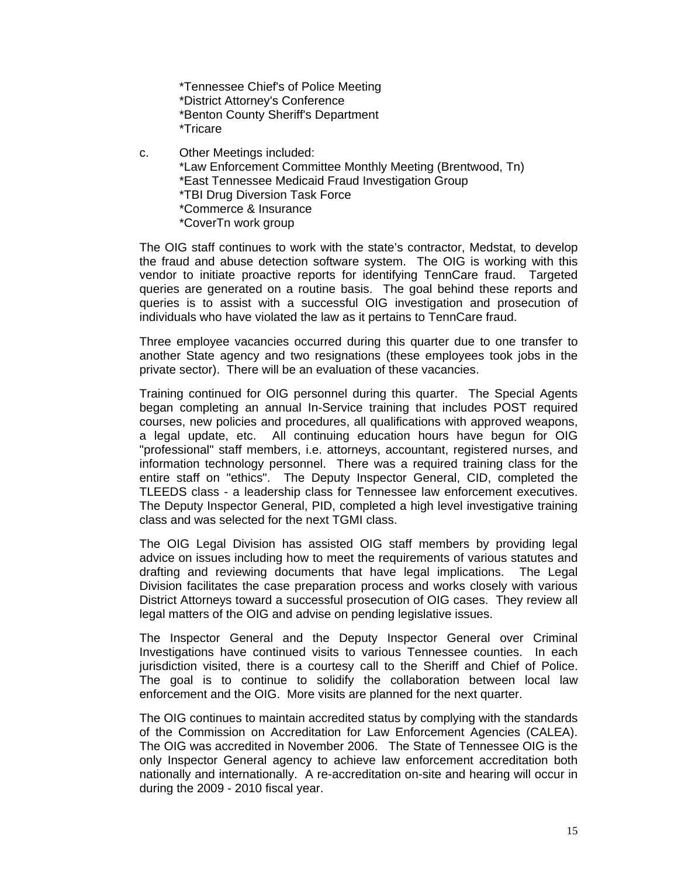*Tennessee Chief's of Police Meeting
*District Attorney's Conference
*Benton County Sheriff's Department
*Tricare

c. Other Meetings included:
*Law Enforcement Committee Monthly Meeting (Brentwood, Tn)
*East Tennessee Medicaid Fraud Investigation Group
*TBI Drug Diversion Task Force
*Commerce & Insurance
*CoverTn work group

The OIG staff continues to work with the state's contractor, Medstat, to develop the fraud and abuse detection software system. The OIG is working with this vendor to initiate proactive reports for identifying TennCare fraud. Targeted queries are generated on a routine basis. The goal behind these reports and queries is to assist with a successful OIG investigation and prosecution of individuals who have violated the law as it pertains to TennCare fraud.

Three employee vacancies occurred during this quarter due to one transfer to another State agency and two resignations (these employees took jobs in the private sector). There will be an evaluation of these vacancies.

Training continued for OIG personnel during this quarter. The Special Agents began completing an annual In-Service training that includes POST required courses, new policies and procedures, all qualifications with approved weapons, a legal update, etc. All continuing education hours have begun for OIG "professional" staff members, i.e. attorneys, accountant, registered nurses, and information technology personnel. There was a required training class for the entire staff on "ethics". The Deputy Inspector General, CID, completed the TLEEDS class - a leadership class for Tennessee law enforcement executives. The Deputy Inspector General, PID, completed a high level investigative training class and was selected for the next TGMI class.

The OIG Legal Division has assisted OIG staff members by providing legal advice on issues including how to meet the requirements of various statutes and drafting and reviewing documents that have legal implications. The Legal Division facilitates the case preparation process and works closely with various District Attorneys toward a successful prosecution of OIG cases. They review all legal matters of the OIG and advise on pending legislative issues.

The Inspector General and the Deputy Inspector General over Criminal Investigations have continued visits to various Tennessee counties. In each jurisdiction visited, there is a courtesy call to the Sheriff and Chief of Police. The goal is to continue to solidify the collaboration between local law enforcement and the OIG. More visits are planned for the next quarter.

The OIG continues to maintain accredited status by complying with the standards of the Commission on Accreditation for Law Enforcement Agencies (CALEA). The OIG was accredited in November 2006. The State of Tennessee OIG is the only Inspector General agency to achieve law enforcement accreditation both nationally and internationally. A re-accreditation on-site and hearing will occur in during the 2009 - 2010 fiscal year.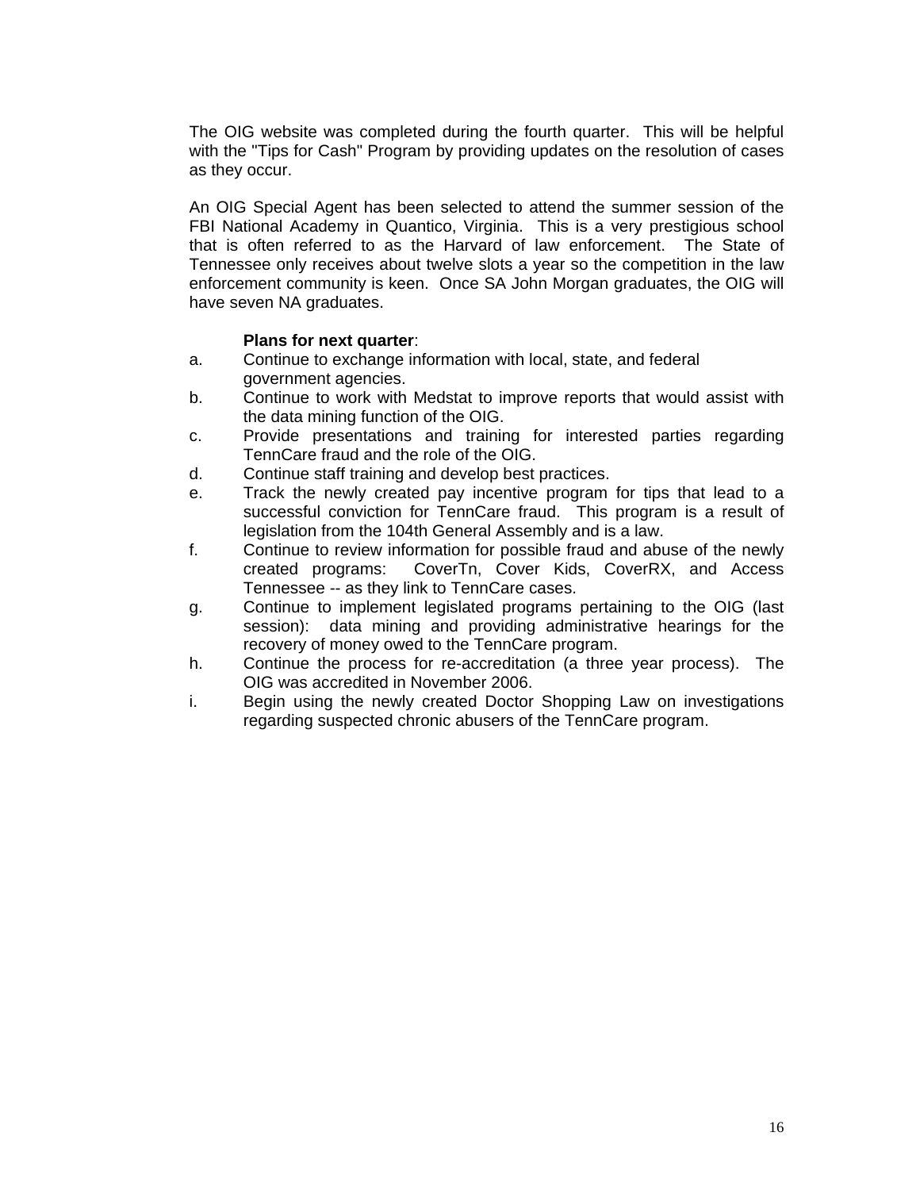The OIG website was completed during the fourth quarter. This will be helpful with the "Tips for Cash" Program by providing updates on the resolution of cases as they occur.

An OIG Special Agent has been selected to attend the summer session of the FBI National Academy in Quantico, Virginia. This is a very prestigious school that is often referred to as the Harvard of law enforcement. The State of Tennessee only receives about twelve slots a year so the competition in the law enforcement community is keen. Once SA John Morgan graduates, the OIG will have seven NA graduates.

**Plans for next quarter**:

a. Continue to exchange information with local, state, and federal government agencies.

b. Continue to work with Medstat to improve reports that would assist with the data mining function of the OIG.

c. Provide presentations and training for interested parties regarding TennCare fraud and the role of the OIG.

d. Continue staff training and develop best practices.

e. Track the newly created pay incentive program for tips that lead to a successful conviction for TennCare fraud. This program is a result of legislation from the 104th General Assembly and is a law.

f. Continue to review information for possible fraud and abuse of the newly created programs: CoverTn, Cover Kids, CoverRX, and Access Tennessee -- as they link to TennCare cases.

g. Continue to implement legislated programs pertaining to the OIG (last session): data mining and providing administrative hearings for the recovery of money owed to the TennCare program.

h. Continue the process for re-accreditation (a three year process). The OIG was accredited in November 2006.

i. Begin using the newly created Doctor Shopping Law on investigations regarding suspected chronic abusers of the TennCare program.